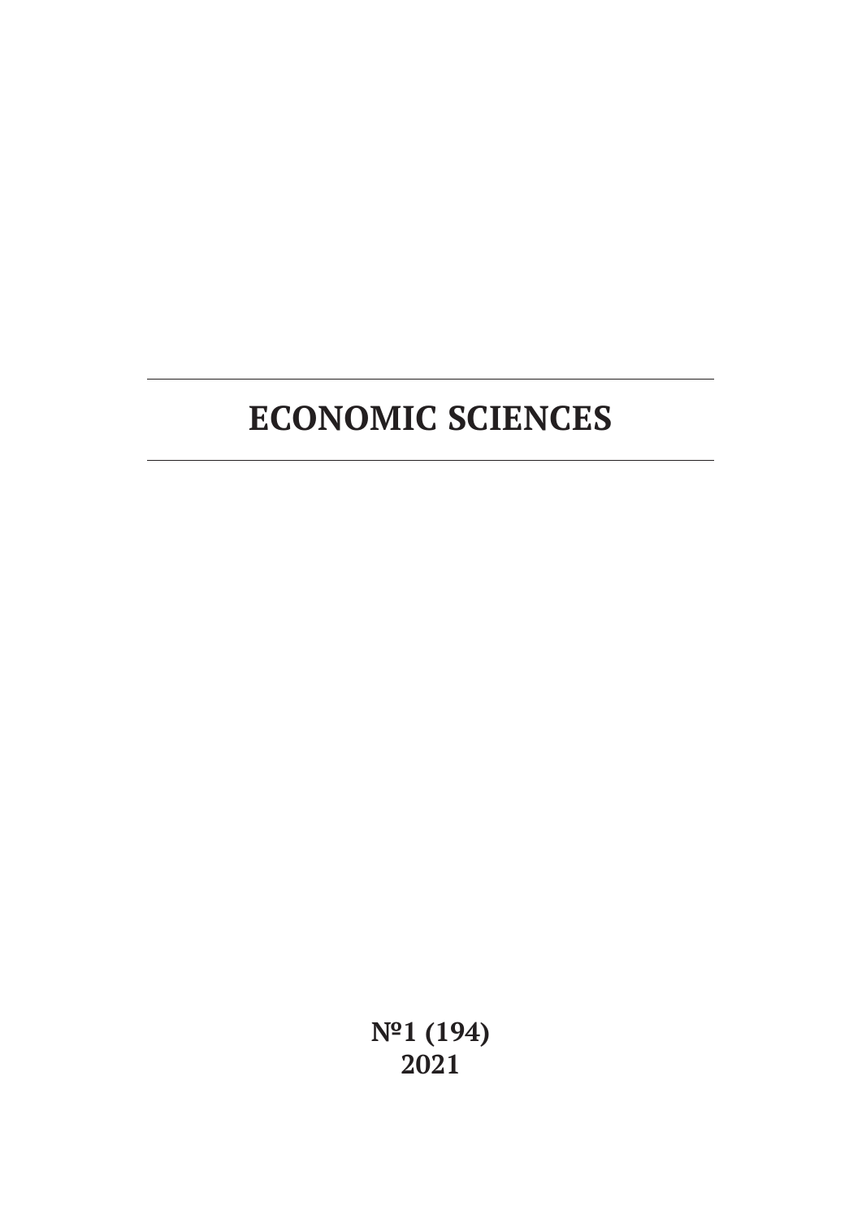# ECONOMIC SCIENCES

**№1 (194)**
**2021**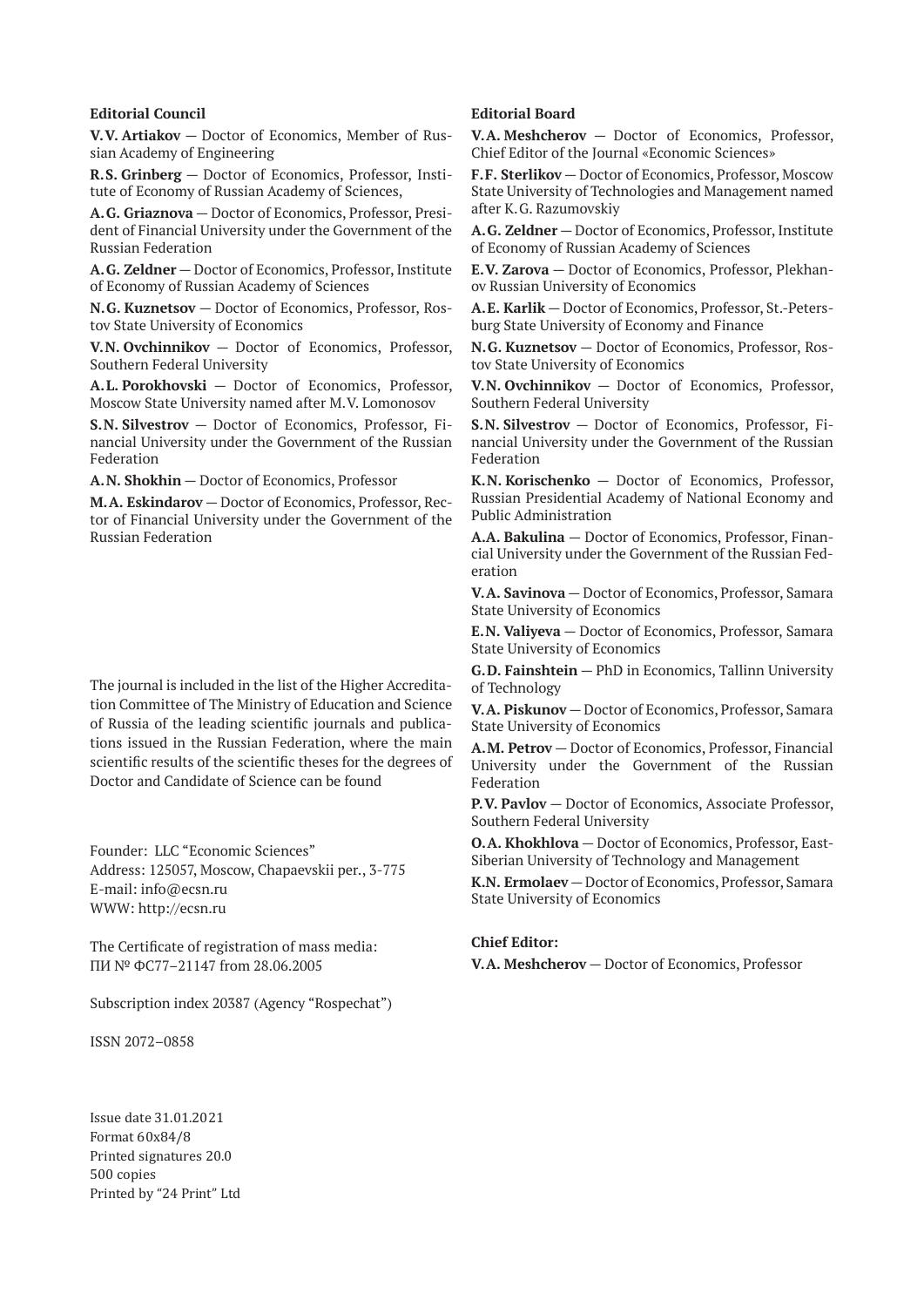## Editorial Council

**V.V. Artiakov** — Doctor of Economics, Member of Russian Academy of Engineering

**R.S. Grinberg** — Doctor of Economics, Professor, Institute of Economy of Russian Academy of Sciences,

**A.G. Griaznova** — Doctor of Economics, Professor, President of Financial University under the Government of the Russian Federation

**A.G. Zeldner** — Doctor of Economics, Professor, Institute of Economy of Russian Academy of Sciences

**N.G. Kuznetsov** — Doctor of Economics, Professor, Rostov State University of Economics

**V.N. Ovchinnikov** — Doctor of Economics, Professor, Southern Federal University

**A.L. Porokhovski** — Doctor of Economics, Professor, Moscow State University named after M.V. Lomonosov

**S.N. Silvestrov** — Doctor of Economics, Professor, Financial University under the Government of the Russian Federation

**A.N. Shokhin** — Doctor of Economics, Professor

**M.A. Eskindarov** — Doctor of Economics, Professor, Rector of Financial University under the Government of the Russian Federation

The journal is included in the list of the Higher Accreditation Committee of The Ministry of Education and Science of Russia of the leading scientific journals and publications issued in the Russian Federation, where the main scientific results of the scientific theses for the degrees of Doctor and Candidate of Science can be found

Founder: LLC "Economic Sciences"
Address: 125057, Moscow, Chapaevskii per., 3-775
E-mail: info@ecsn.ru
WWW: http://ecsn.ru

The Certificate of registration of mass media:
ПИ № ФС77–21147 from 28.06.2005

Subscription index 20387 (Agency "Rospechat")

ISSN 2072–0858

Issue date 31.01.2021
Format 60x84/8
Printed signatures 20.0
500 copies
Printed by "24 Print" Ltd

## Editorial Board

**V.A. Meshcherov** — Doctor of Economics, Professor, Chief Editor of the Journal «Economic Sciences»

**F.F. Sterlikov** — Doctor of Economics, Professor, Moscow State University of Technologies and Management named after K.G. Razumovskiy

**A.G. Zeldner** — Doctor of Economics, Professor, Institute of Economy of Russian Academy of Sciences

**E.V. Zarova** — Doctor of Economics, Professor, Plekhanov Russian University of Economics

**A.E. Karlik** — Doctor of Economics, Professor, St.-Petersburg State University of Economy and Finance

**N.G. Kuznetsov** — Doctor of Economics, Professor, Rostov State University of Economics

**V.N. Ovchinnikov** — Doctor of Economics, Professor, Southern Federal University

**S.N. Silvestrov** — Doctor of Economics, Professor, Financial University under the Government of the Russian Federation

**K.N. Korischenko** — Doctor of Economics, Professor, Russian Presidential Academy of National Economy and Public Administration

**A.A. Bakulina** — Doctor of Economics, Professor, Financial University under the Government of the Russian Federation

**V.A. Savinova** — Doctor of Economics, Professor, Samara State University of Economics

**E.N. Valiyeva** — Doctor of Economics, Professor, Samara State University of Economics

**G.D. Fainshtein** — PhD in Economics, Tallinn University of Technology

**V.A. Piskunov** — Doctor of Economics, Professor, Samara State University of Economics

**A.M. Petrov** — Doctor of Economics, Professor, Financial University under the Government of the Russian Federation

**P.V. Pavlov** — Doctor of Economics, Associate Professor, Southern Federal University

**O.A. Khokhlova** — Doctor of Economics, Professor, East-Siberian University of Technology and Management

**K.N. Ermolaev** — Doctor of Economics, Professor, Samara State University of Economics

**Chief Editor:**

**V.A. Meshcherov** — Doctor of Economics, Professor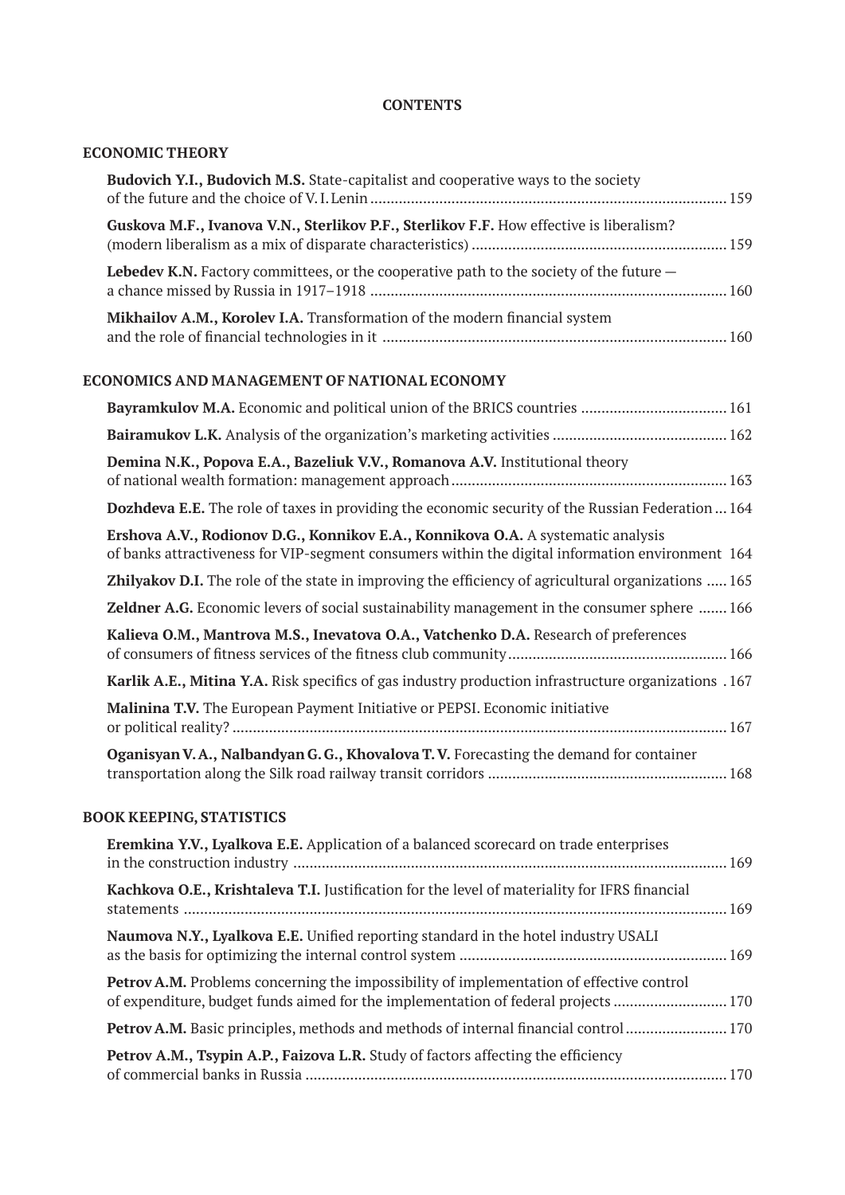# CONTENTS

## ECONOMIC THEORY

**Budovich Y.I., Budovich M.S.** State-capitalist and cooperative ways to the society of the future and the choice of V. I. Lenin ....... 159

**Guskova M.F., Ivanova V.N., Sterlikov P.F., Sterlikov F.F.** How effective is liberalism? (modern liberalism as a mix of disparate characteristics) ....... 159

**Lebedev K.N.** Factory committees, or the cooperative path to the society of the future — a chance missed by Russia in 1917–1918 ....... 160

**Mikhailov A.M., Korolev I.A.** Transformation of the modern financial system and the role of financial technologies in it ....... 160

## ECONOMICS AND MANAGEMENT OF NATIONAL ECONOMY

**Bayramkulov M.A.** Economic and political union of the BRICS countries ....... 161

**Bairamukov L.K.** Analysis of the organization's marketing activities ....... 162

**Demina N.K., Popova E.A., Bazeliuk V.V., Romanova A.V.** Institutional theory of national wealth formation: management approach ....... 163

**Dozhdeva E.E.** The role of taxes in providing the economic security of the Russian Federation ... 164

**Ershova A.V., Rodionov D.G., Konnikov E.A., Konnikova O.A.** A systematic analysis of banks attractiveness for VIP-segment consumers within the digital information environment 164

**Zhilyakov D.I.** The role of the state in improving the efficiency of agricultural organizations ..... 165

**Zeldner A.G.** Economic levers of social sustainability management in the consumer sphere ....... 166

**Kalieva O.M., Mantrova M.S., Inevatova O.A., Vatchenko D.A.** Research of preferences of consumers of fitness services of the fitness club community ....... 166

**Karlik A.E., Mitina Y.A.** Risk specifics of gas industry production infrastructure organizations . 167

**Malinina T.V.** The European Payment Initiative or PEPSI. Economic initiative or political reality? ....... 167

**Oganisyan V. A., Nalbandyan G. G., Khovalova T. V.** Forecasting the demand for container transportation along the Silk road railway transit corridors ....... 168

## BOOK KEEPING, STATISTICS

**Eremkina Y.V., Lyalkova E.E.** Application of a balanced scorecard on trade enterprises in the construction industry ....... 169

**Kachkova O.E., Krishtaleva T.I.** Justification for the level of materiality for IFRS financial statements ....... 169

**Naumova N.Y., Lyalkova E.E.** Unified reporting standard in the hotel industry USALI as the basis for optimizing the internal control system ....... 169

**Petrov A.M.** Problems concerning the impossibility of implementation of effective control of expenditure, budget funds aimed for the implementation of federal projects ....... 170

**Petrov A.M.** Basic principles, methods and methods of internal financial control ....... 170

**Petrov A.M., Tsypin A.P., Faizova L.R.** Study of factors affecting the efficiency of commercial banks in Russia ....... 170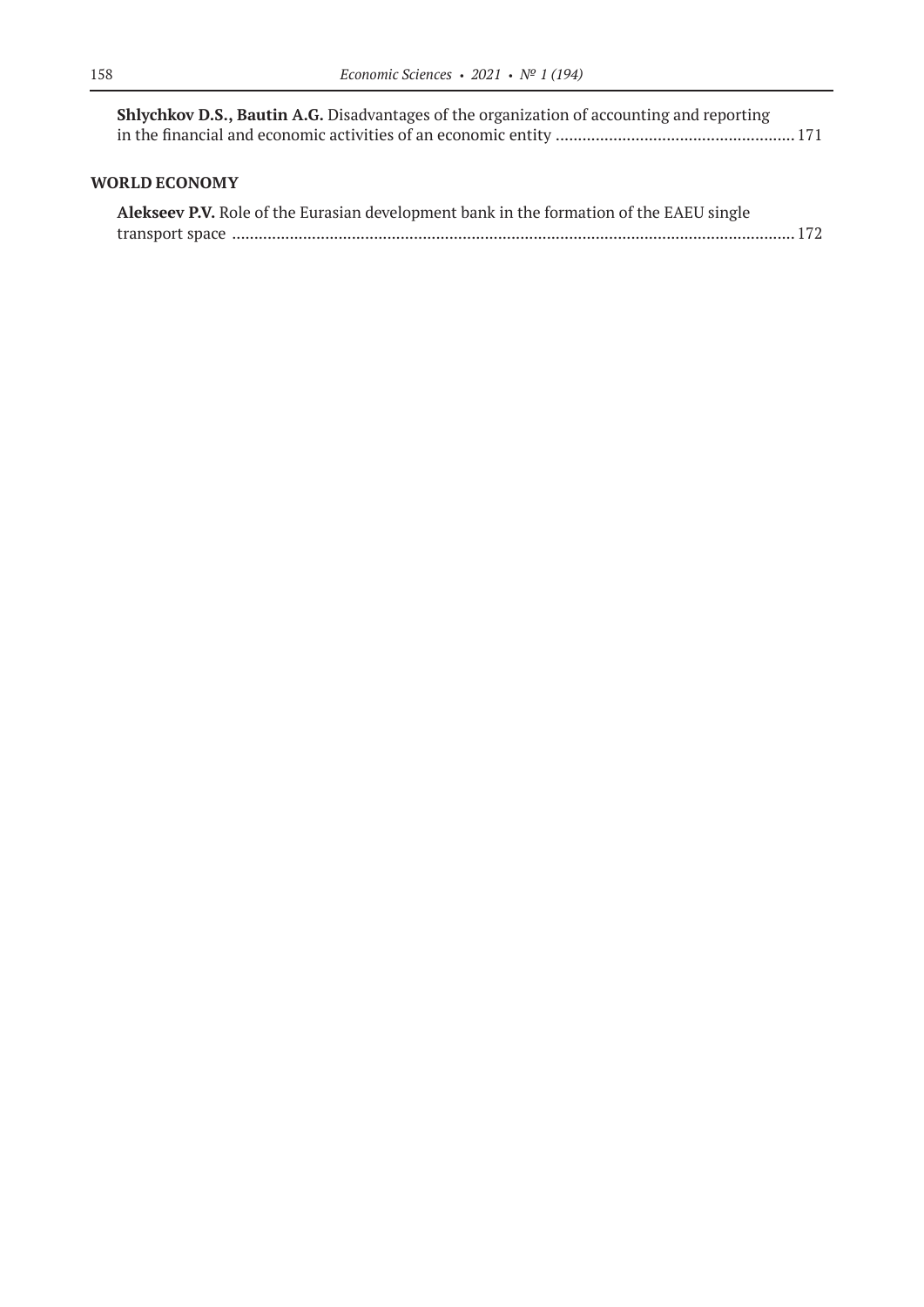**Shlychkov D.S., Bautin A.G.** Disadvantages of the organization of accounting and reporting in the financial and economic activities of an economic entity ...................................................... 171

## WORLD ECONOMY

**Alekseev P.V.** Role of the Eurasian development bank in the formation of the EAEU single transport space ............................................................................................................................. 172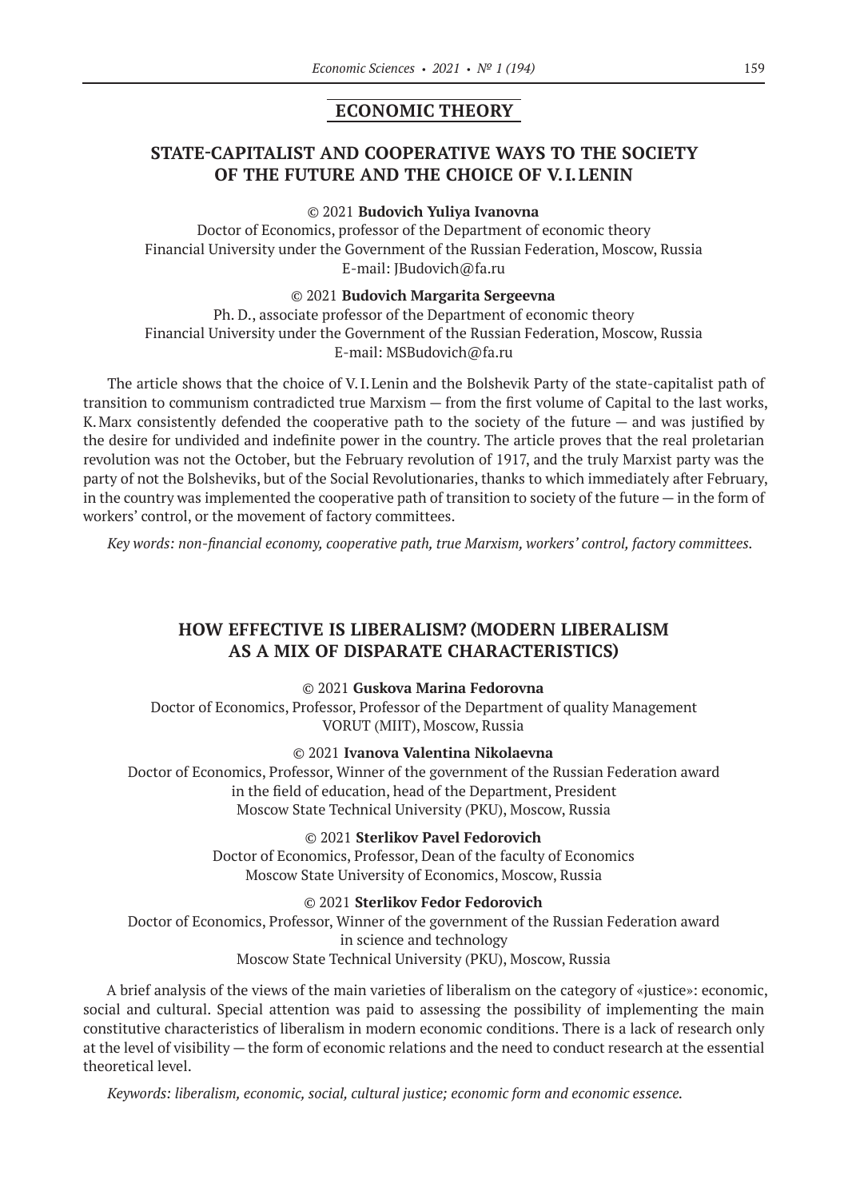## ECONOMIC THEORY

### STATE-CAPITALIST AND COOPERATIVE WAYS TO THE SOCIETY OF THE FUTURE AND THE CHOICE OF V. I. LENIN

© 2021 **Budovich Yuliya Ivanovna**
Doctor of Economics, professor of the Department of economic theory
Financial University under the Government of the Russian Federation, Moscow, Russia
E-mail: JBudovich@fa.ru

© 2021 **Budovich Margarita Sergeevna**
Ph. D., associate professor of the Department of economic theory
Financial University under the Government of the Russian Federation, Moscow, Russia
E-mail: MSBudovich@fa.ru

The article shows that the choice of V. I. Lenin and the Bolshevik Party of the state-capitalist path of transition to communism contradicted true Marxism — from the first volume of Capital to the last works, K. Marx consistently defended the cooperative path to the society of the future — and was justified by the desire for undivided and indefinite power in the country. The article proves that the real proletarian revolution was not the October, but the February revolution of 1917, and the truly Marxist party was the party of not the Bolsheviks, but of the Social Revolutionaries, thanks to which immediately after February, in the country was implemented the cooperative path of transition to society of the future — in the form of workers' control, or the movement of factory committees.

*Key words: non-financial economy, cooperative path, true Marxism, workers' control, factory committees.*

### HOW EFFECTIVE IS LIBERALISM? (MODERN LIBERALISM AS A MIX OF DISPARATE CHARACTERISTICS)

© 2021 **Guskova Marina Fedorovna**
Doctor of Economics, Professor, Professor of the Department of quality Management
VORUT (MIIT), Moscow, Russia

© 2021 **Ivanova Valentina Nikolaevna**
Doctor of Economics, Professor, Winner of the government of the Russian Federation award in the field of education, head of the Department, President
Moscow State Technical University (PKU), Moscow, Russia

© 2021 **Sterlikov Pavel Fedorovich**
Doctor of Economics, Professor, Dean of the faculty of Economics
Moscow State University of Economics, Moscow, Russia

© 2021 **Sterlikov Fedor Fedorovich**
Doctor of Economics, Professor, Winner of the government of the Russian Federation award in science and technology
Moscow State Technical University (PKU), Moscow, Russia

A brief analysis of the views of the main varieties of liberalism on the category of «justice»: economic, social and cultural. Special attention was paid to assessing the possibility of implementing the main constitutive characteristics of liberalism in modern economic conditions. There is a lack of research only at the level of visibility — the form of economic relations and the need to conduct research at the essential theoretical level.

*Keywords: liberalism, economic, social, cultural justice; economic form and economic essence.*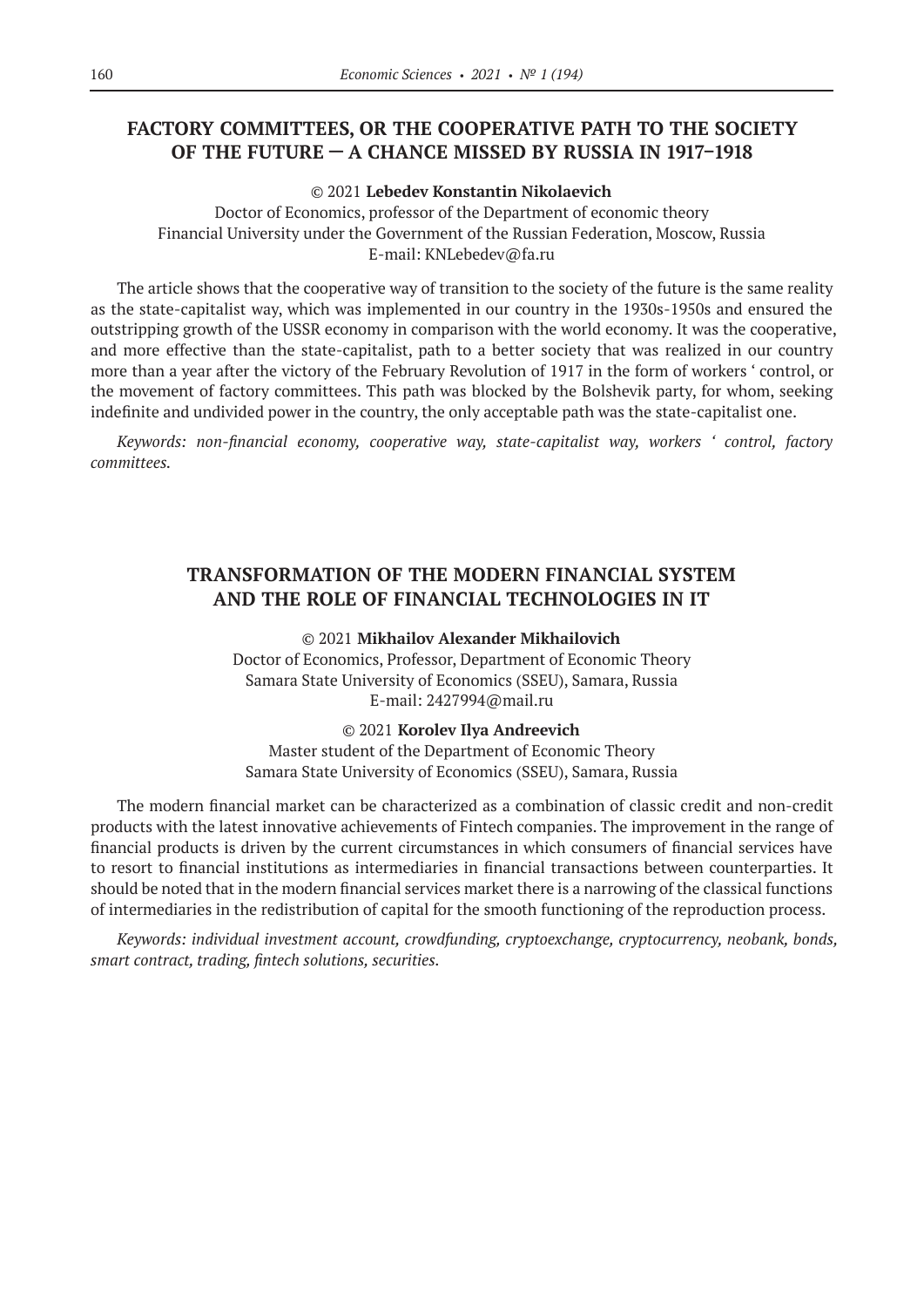## FACTORY COMMITTEES, OR THE COOPERATIVE PATH TO THE SOCIETY OF THE FUTURE — A CHANCE MISSED BY RUSSIA IN 1917–1918

© 2021 **Lebedev Konstantin Nikolaevich**

Doctor of Economics, professor of the Department of economic theory
Financial University under the Government of the Russian Federation, Moscow, Russia
E-mail: KNLebedev@fa.ru

The article shows that the cooperative way of transition to the society of the future is the same reality as the state-capitalist way, which was implemented in our country in the 1930s-1950s and ensured the outstripping growth of the USSR economy in comparison with the world economy. It was the cooperative, and more effective than the state-capitalist, path to a better society that was realized in our country more than a year after the victory of the February Revolution of 1917 in the form of workers ' control, or the movement of factory committees. This path was blocked by the Bolshevik party, for whom, seeking indefinite and undivided power in the country, the only acceptable path was the state-capitalist one.

*Keywords: non-financial economy, cooperative way, state-capitalist way, workers ' control, factory committees.*

## TRANSFORMATION OF THE MODERN FINANCIAL SYSTEM AND THE ROLE OF FINANCIAL TECHNOLOGIES IN IT

© 2021 **Mikhailov Alexander Mikhailovich**

Doctor of Economics, Professor, Department of Economic Theory
Samara State University of Economics (SSEU), Samara, Russia
E-mail: 2427994@mail.ru

© 2021 **Korolev Ilya Andreevich**

Master student of the Department of Economic Theory
Samara State University of Economics (SSEU), Samara, Russia

The modern financial market can be characterized as a combination of classic credit and non-credit products with the latest innovative achievements of Fintech companies. The improvement in the range of financial products is driven by the current circumstances in which consumers of financial services have to resort to financial institutions as intermediaries in financial transactions between counterparties. It should be noted that in the modern financial services market there is a narrowing of the classical functions of intermediaries in the redistribution of capital for the smooth functioning of the reproduction process.

*Keywords: individual investment account, crowdfunding, cryptoexchange, cryptocurrency, neobank, bonds, smart contract, trading, fintech solutions, securities.*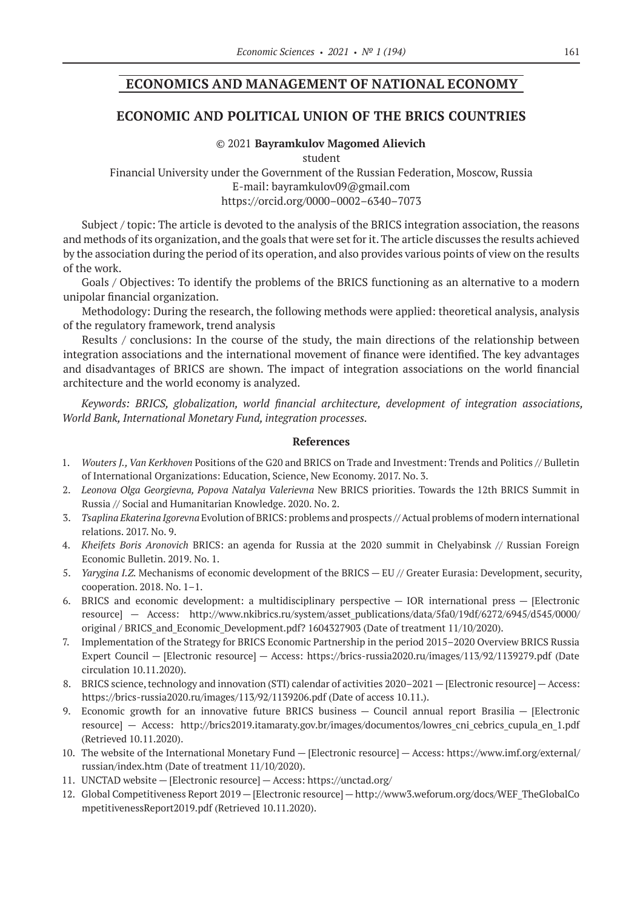## ECONOMICS AND MANAGEMENT OF NATIONAL ECONOMY

# ECONOMIC AND POLITICAL UNION OF THE BRICS COUNTRIES

© 2021 **Bayramkulov Magomed Alievich**

student

Financial University under the Government of the Russian Federation, Moscow, Russia

E-mail: bayramkulov09@gmail.com

https://orcid.org/0000–0002–6340–7073

Subject / topic: The article is devoted to the analysis of the BRICS integration association, the reasons and methods of its organization, and the goals that were set for it. The article discusses the results achieved by the association during the period of its operation, and also provides various points of view on the results of the work.

Goals / Objectives: To identify the problems of the BRICS functioning as an alternative to a modern unipolar financial organization.

Methodology: During the research, the following methods were applied: theoretical analysis, analysis of the regulatory framework, trend analysis

Results / conclusions: In the course of the study, the main directions of the relationship between integration associations and the international movement of finance were identified. The key advantages and disadvantages of BRICS are shown. The impact of integration associations on the world financial architecture and the world economy is analyzed.

*Keywords: BRICS, globalization, world financial architecture, development of integration associations, World Bank, International Monetary Fund, integration processes.*

### References

1. *Wouters J., Van Kerkhoven* Positions of the G20 and BRICS on Trade and Investment: Trends and Politics // Bulletin of International Organizations: Education, Science, New Economy. 2017. No. 3.
2. *Leonova Olga Georgievna, Popova Natalya Valerievna* New BRICS priorities. Towards the 12th BRICS Summit in Russia // Social and Humanitarian Knowledge. 2020. No. 2.
3. *Tsaplina Ekaterina Igorevna* Evolution of BRICS: problems and prospects // Actual problems of modern international relations. 2017. No. 9.
4. *Kheifets Boris Aronovich* BRICS: an agenda for Russia at the 2020 summit in Chelyabinsk // Russian Foreign Economic Bulletin. 2019. No. 1.
5. *Yarygina I.Z.* Mechanisms of economic development of the BRICS — EU // Greater Eurasia: Development, security, cooperation. 2018. No. 1–1.
6. BRICS and economic development: a multidisciplinary perspective — IOR international press — [Electronic resource] — Access: http://www.nkibrics.ru/system/asset_publications/data/5fa0/19df/6272/6945/d545/0000/original / BRICS_and_Economic_Development.pdf? 1604327903 (Date of treatment 11/10/2020).
7. Implementation of the Strategy for BRICS Economic Partnership in the period 2015–2020 Overview BRICS Russia Expert Council — [Electronic resource] — Access: https://brics-russia2020.ru/images/113/92/1139279.pdf (Date circulation 10.11.2020).
8. BRICS science, technology and innovation (STI) calendar of activities 2020–2021 — [Electronic resource] — Access: https://brics-russia2020.ru/images/113/92/1139206.pdf (Date of access 10.11.).
9. Economic growth for an innovative future BRICS business — Council annual report Brasilia — [Electronic resource] — Access: http://brics2019.itamaraty.gov.br/images/documentos/lowres_cni_cebrics_cupula_en_1.pdf (Retrieved 10.11.2020).
10. The website of the International Monetary Fund — [Electronic resource] — Access: https://www.imf.org/external/russian/index.htm (Date of treatment 11/10/2020).
11. UNCTAD website — [Electronic resource] — Access: https://unctad.org/
12. Global Competitiveness Report 2019 — [Electronic resource] — http://www3.weforum.org/docs/WEF_TheGlobalCompetitivenessReport2019.pdf (Retrieved 10.11.2020).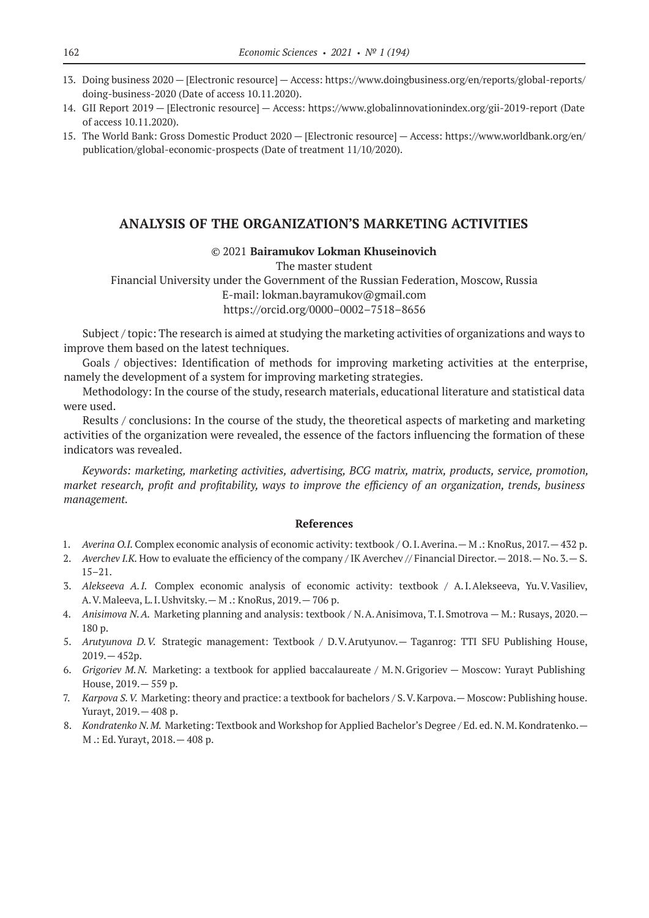13. Doing business 2020 — [Electronic resource] — Access: https://www.doingbusiness.org/en/reports/global-reports/doing-business-2020 (Date of access 10.11.2020).
14. GII Report 2019 — [Electronic resource] — Access: https://www.globalinnovationindex.org/gii-2019-report (Date of access 10.11.2020).
15. The World Bank: Gross Domestic Product 2020 — [Electronic resource] — Access: https://www.worldbank.org/en/publication/global-economic-prospects (Date of treatment 11/10/2020).

## ANALYSIS OF THE ORGANIZATION'S MARKETING ACTIVITIES

© 2021 **Bairamukov Lokman Khuseinovich**

The master student

Financial University under the Government of the Russian Federation, Moscow, Russia

E-mail: lokman.bayramukov@gmail.com

https://orcid.org/0000–0002–7518–8656

Subject / topic: The research is aimed at studying the marketing activities of organizations and ways to improve them based on the latest techniques.

Goals / objectives: Identification of methods for improving marketing activities at the enterprise, namely the development of a system for improving marketing strategies.

Methodology: In the course of the study, research materials, educational literature and statistical data were used.

Results / conclusions: In the course of the study, the theoretical aspects of marketing and marketing activities of the organization were revealed, the essence of the factors influencing the formation of these indicators was revealed.

*Keywords: marketing, marketing activities, advertising, BCG matrix, matrix, products, service, promotion, market research, profit and profitability, ways to improve the efficiency of an organization, trends, business management.*

### References

1. *Averina O.I.* Complex economic analysis of economic activity: textbook / O.I. Averina.— M .: KnoRus, 2017.— 432 p.
2. *Averchev I.K.* How to evaluate the efficiency of the company / IK Averchev // Financial Director.— 2018.— No. 3.— S. 15–21.
3. *Alekseeva A.I.* Complex economic analysis of economic activity: textbook / A.I. Alekseeva, Yu.V. Vasiliev, A.V. Maleeva, L.I. Ushvitsky.— M .: KnoRus, 2019.— 706 p.
4. *Anisimova N.A.* Marketing planning and analysis: textbook / N.A. Anisimova, T.I. Smotrova — M.: Rusays, 2020.— 180 p.
5. *Arutyunova D.V.* Strategic management: Textbook / D.V. Arutyunov.— Taganrog: TTI SFU Publishing House, 2019.— 452p.
6. *Grigoriev M.N.* Marketing: a textbook for applied baccalaureate / M.N. Grigoriev — Moscow: Yurayt Publishing House, 2019.— 559 p.
7. *Karpova S.V.* Marketing: theory and practice: a textbook for bachelors / S.V. Karpova.— Moscow: Publishing house. Yurayt, 2019.— 408 p.
8. *Kondratenko N.M.* Marketing: Textbook and Workshop for Applied Bachelor's Degree / Ed. ed. N.M. Kondratenko.— M .: Ed. Yurayt, 2018.— 408 p.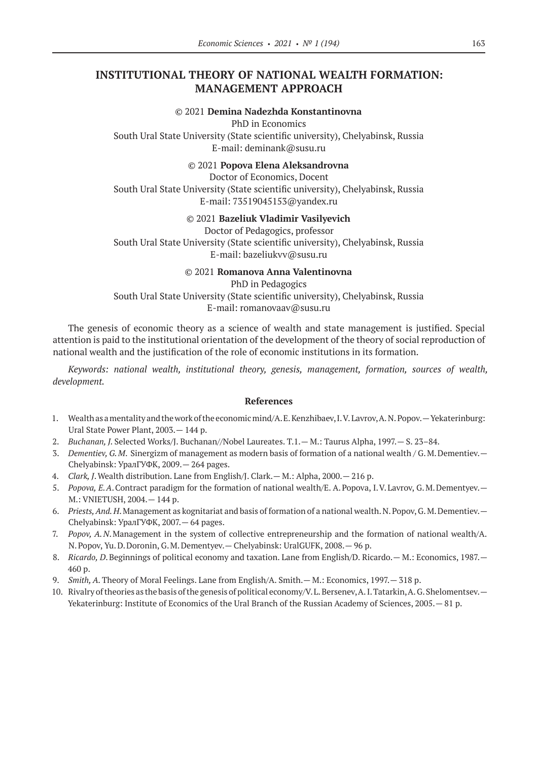# INSTITUTIONAL THEORY OF NATIONAL WEALTH FORMATION: MANAGEMENT APPROACH

© 2021 **Demina Nadezhda Konstantinovna**
PhD in Economics
South Ural State University (State scientific university), Chelyabinsk, Russia
E-mail: deminank@susu.ru

© 2021 **Popova Elena Aleksandrovna**
Doctor of Economics, Docent
South Ural State University (State scientific university), Chelyabinsk, Russia
E-mail: 73519045153@yandex.ru

© 2021 **Bazeliuk Vladimir Vasilyevich**
Doctor of Pedagogics, professor
South Ural State University (State scientific university), Chelyabinsk, Russia
E-mail: bazeliukvv@susu.ru

© 2021 **Romanova Anna Valentinovna**
PhD in Pedagogics
South Ural State University (State scientific university), Chelyabinsk, Russia
E-mail: romanovaav@susu.ru

The genesis of economic theory as a science of wealth and state management is justified. Special attention is paid to the institutional orientation of the development of the theory of social reproduction of national wealth and the justification of the role of economic institutions in its formation.

*Keywords: national wealth, institutional theory, genesis, management, formation, sources of wealth, development.*

## References

1. Wealth as a mentality and the work of the economic mind/A. E. Kenzhibaev, I. V. Lavrov, A. N. Popov.— Yekaterinburg: Ural State Power Plant, 2003.— 144 p.
2. *Buchanan, J.* Selected Works/J. Buchanan//Nobel Laureates. T.1.— M.: Taurus Alpha, 1997.— S. 23–84.
3. *Dementiev, G. M.* Sinergizm of management as modern basis of formation of a national wealth / G. M. Dementiev.— Chelyabinsk: УралГУФК, 2009.— 264 pages.
4. *Clark, J.* Wealth distribution. Lane from English/J. Clark.— M.: Alpha, 2000.— 216 p.
5. *Popova, E. A.* Contract paradigm for the formation of national wealth/E. A. Popova, I. V. Lavrov, G. M. Dementyev.— M.: VNIETUSH, 2004.— 144 p.
6. *Priests, And. H.* Management as kognitariat and basis of formation of a national wealth. N. Popov, G. M. Dementiev.— Chelyabinsk: УралГУФК, 2007.— 64 pages.
7. *Popov, A. N.* Management in the system of collective entrepreneurship and the formation of national wealth/A. N. Popov, Yu. D. Doronin, G. M. Dementyev.— Chelyabinsk: UralGUFK, 2008.— 96 p.
8. *Ricardo, D.* Beginnings of political economy and taxation. Lane from English/D. Ricardo.— M.: Economics, 1987.— 460 p.
9. *Smith, A.* Theory of Moral Feelings. Lane from English/A. Smith.— M.: Economics, 1997.— 318 p.
10. Rivalry of theories as the basis of the genesis of political economy/V. L. Bersenev, A. I. Tatarkin, A. G. Shelomentsev.— Yekaterinburg: Institute of Economics of the Ural Branch of the Russian Academy of Sciences, 2005.— 81 p.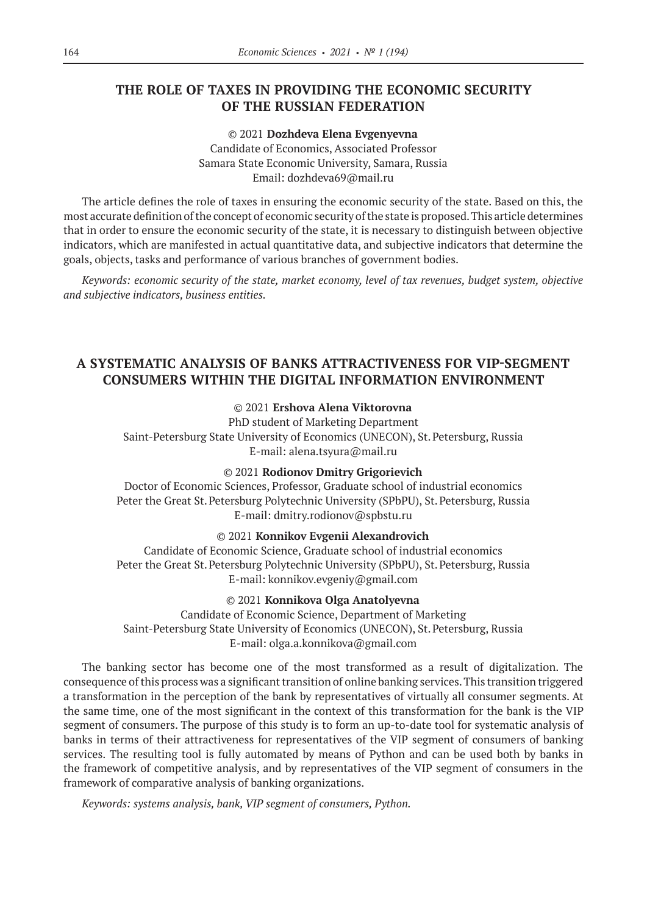## THE ROLE OF TAXES IN PROVIDING THE ECONOMIC SECURITY OF THE RUSSIAN FEDERATION

© 2021 **Dozhdeva Elena Evgenyevna**
Candidate of Economics, Associated Professor
Samara State Economic University, Samara, Russia
Email: dozhdeva69@mail.ru

The article defines the role of taxes in ensuring the economic security of the state. Based on this, the most accurate definition of the concept of economic security of the state is proposed. This article determines that in order to ensure the economic security of the state, it is necessary to distinguish between objective indicators, which are manifested in actual quantitative data, and subjective indicators that determine the goals, objects, tasks and performance of various branches of government bodies.

*Keywords: economic security of the state, market economy, level of tax revenues, budget system, objective and subjective indicators, business entities.*

## A SYSTEMATIC ANALYSIS OF BANKS ATTRACTIVENESS FOR VIP-SEGMENT CONSUMERS WITHIN THE DIGITAL INFORMATION ENVIRONMENT

© 2021 **Ershova Alena Viktorovna**
PhD student of Marketing Department
Saint-Petersburg State University of Economics (UNECON), St. Petersburg, Russia
E-mail: alena.tsyura@mail.ru

© 2021 **Rodionov Dmitry Grigorievich**
Doctor of Economic Sciences, Professor, Graduate school of industrial economics
Peter the Great St. Petersburg Polytechnic University (SPbPU), St. Petersburg, Russia
E-mail: dmitry.rodionov@spbstu.ru

© 2021 **Konnikov Evgenii Alexandrovich**
Candidate of Economic Science, Graduate school of industrial economics
Peter the Great St. Petersburg Polytechnic University (SPbPU), St. Petersburg, Russia
E-mail: konnikov.evgeniy@gmail.com

© 2021 **Konnikova Olga Anatolyevna**
Candidate of Economic Science, Department of Marketing
Saint-Petersburg State University of Economics (UNECON), St. Petersburg, Russia
E-mail: olga.a.konnikova@gmail.com

The banking sector has become one of the most transformed as a result of digitalization. The consequence of this process was a significant transition of online banking services. This transition triggered a transformation in the perception of the bank by representatives of virtually all consumer segments. At the same time, one of the most significant in the context of this transformation for the bank is the VIP segment of consumers. The purpose of this study is to form an up-to-date tool for systematic analysis of banks in terms of their attractiveness for representatives of the VIP segment of consumers of banking services. The resulting tool is fully automated by means of Python and can be used both by banks in the framework of competitive analysis, and by representatives of the VIP segment of consumers in the framework of comparative analysis of banking organizations.

*Keywords: systems analysis, bank, VIP segment of consumers, Python.*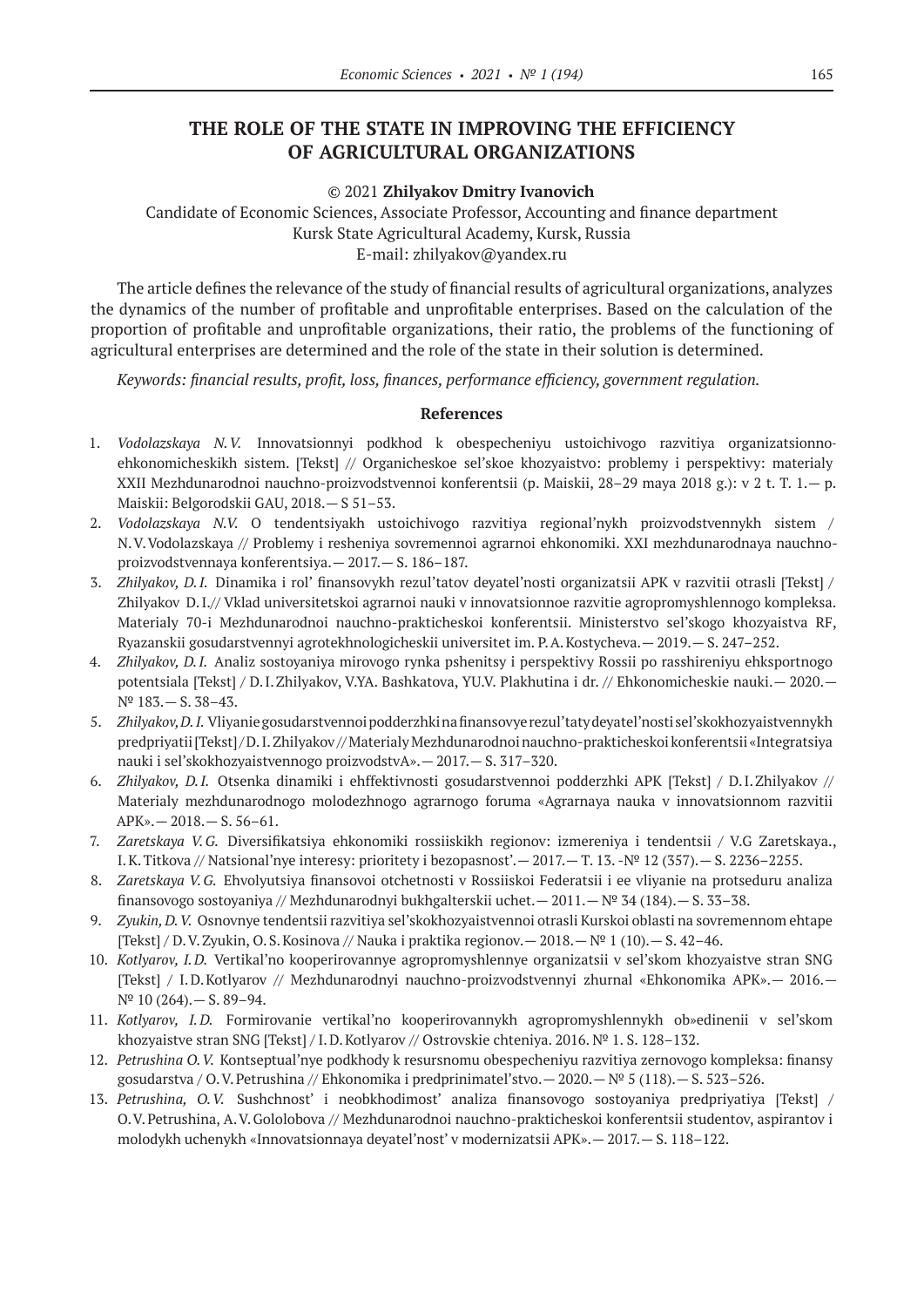# THE ROLE OF THE STATE IN IMPROVING THE EFFICIENCY OF AGRICULTURAL ORGANIZATIONS

© 2021 **Zhilyakov Dmitry Ivanovich**

Candidate of Economic Sciences, Associate Professor, Accounting and finance department
Kursk State Agricultural Academy, Kursk, Russia
E-mail: zhilyakov@yandex.ru

The article defines the relevance of the study of financial results of agricultural organizations, analyzes the dynamics of the number of profitable and unprofitable enterprises. Based on the calculation of the proportion of profitable and unprofitable organizations, their ratio, the problems of the functioning of agricultural enterprises are determined and the role of the state in their solution is determined.

*Keywords: financial results, profit, loss, finances, performance efficiency, government regulation.*

### References

1. *Vodolazskaya N.V.* Innovatsionnyi podkhod k obespecheniyu ustoichivogo razvitiya organizatsionno-ehkonomicheskikh sistem. [Tekst] // Organicheskoe sel'skoe khozyaistvo: problemy i perspektivy: materialy XXII Mezhdunarodnoi nauchno-proizvodstvennoi konferentsii (p. Maiskii, 28–29 maya 2018 g.): v 2 t. T. 1.— p. Maiskii: Belgorodskii GAU, 2018.— S 51–53.
2. *Vodolazskaya N.V.* O tendentsiyakh ustoichivogo razvitiya regional'nykh proizvodstvennykh sistem / N.V. Vodolazskaya // Problemy i resheniya sovremennoi agrarnoi ehkonomiki. XXI mezhdunarodnaya nauchno-proizvodstvennaya konferentsiya.— 2017.— S. 186–187.
3. *Zhilyakov, D.I.* Dinamika i rol' finansovykh rezul'tatov deyatel'nosti organizatsii APK v razvitii otrasli [Tekst] / Zhilyakov D.I.// Vklad universitetskoi agrarnoi nauki v innovatsionnoe razvitie agropromyshlennogo kompleksa. Materialy 70-i Mezhdunarodnoi nauchno-prakticheskoi konferentsii. Ministerstvo sel'skogo khozyaistva RF, Ryazanskii gosudarstvennyi agrotekhnologicheskii universitet im. P.A. Kostycheva.— 2019.— S. 247–252.
4. *Zhilyakov, D.I.* Analiz sostoyaniya mirovogo rynka pshenitsy i perspektivy Rossii po rasshireniyu ehksportnogo potentsiala [Tekst] / D.I. Zhilyakov, V.YA. Bashkatova, YU.V. Plakhutina i dr. // Ehkonomicheskie nauki.— 2020.— № 183.— S. 38–43.
5. *Zhilyakov, D.I.* Vliyanie gosudarstvennoi podderzhki na finansovye rezul'taty deyatel'nosti sel'skokhozyaistvennykh predpriyatii [Tekst] / D.I. Zhilyakov // Materialy Mezhdunarodnoi nauchno-prakticheskoi konferentsii «Integratsiya nauki i sel'skokhozyaistvennogo proizvodstvA».— 2017.— S. 317–320.
6. *Zhilyakov, D.I.* Otsenka dinamiki i ehffektivnosti gosudarstvennoi podderzhki APK [Tekst] / D.I. Zhilyakov // Materialy mezhdunarodnogo molodezhnogo agrarnogo foruma «Agrarnaya nauka v innovatsionnom razvitii APK».— 2018.— S. 56–61.
7. *Zaretskaya V.G.* Diversifikatsiya ehkonomiki rossiiskikh regionov: izmereniya i tendentsii / V.G Zaretskaya., I.K. Titkova // Natsional'nye interesy: prioritety i bezopasnost'.— 2017.— T. 13. -№ 12 (357).— S. 2236–2255.
8. *Zaretskaya V.G.* Ehvolyutsiya finansovoi otchetnosti v Rossiiskoi Federatsii i ee vliyanie na protseduru analiza finansovogo sostoyaniya // Mezhdunarodnyi bukhgalterskii uchet.— 2011.— № 34 (184).— S. 33–38.
9. *Zyukin, D.V.* Osnovnye tendentsii razvitiya sel'skokhozyaistvennoi otrasli Kurskoi oblasti na sovremennom ehtape [Tekst] / D.V. Zyukin, O.S. Kosinova // Nauka i praktika regionov.— 2018.— № 1 (10).— S. 42–46.
10. *Kotlyarov, I.D.* Vertikal'no kooperirovannye agropromyshlennye organizatsii v sel'skom khozyaistve stran SNG [Tekst] / I.D. Kotlyarov // Mezhdunarodnyi nauchno-proizvodstvennyi zhurnal «Ehkonomika APK».— 2016.— № 10 (264).— S. 89–94.
11. *Kotlyarov, I.D.* Formirovanie vertikal'no kooperirovannykh agropromyshlennykh ob»edinenii v sel'skom khozyaistve stran SNG [Tekst] / I.D. Kotlyarov // Ostrovskie chteniya. 2016. № 1. S. 128–132.
12. *Petrushina O.V.* Kontseptual'nye podkhody k resursnomu obespecheniyu razvitiya zernovogo kompleksa: finansy gosudarstva / O.V. Petrushina // Ehkonomika i predprinimatel'stvo.— 2020.— № 5 (118).— S. 523–526.
13. *Petrushina, O.V.* Sushchnost' i neobkhodimost' analiza finansovogo sostoyaniya predpriyatiya [Tekst] / O.V. Petrushina, A.V. Gololobova // Mezhdunarodnoi nauchno-prakticheskoi konferentsii studentov, aspirantov i molodykh uchenykh «Innovatsionnaya deyatel'nost' v modernizatsii APK».— 2017.— S. 118–122.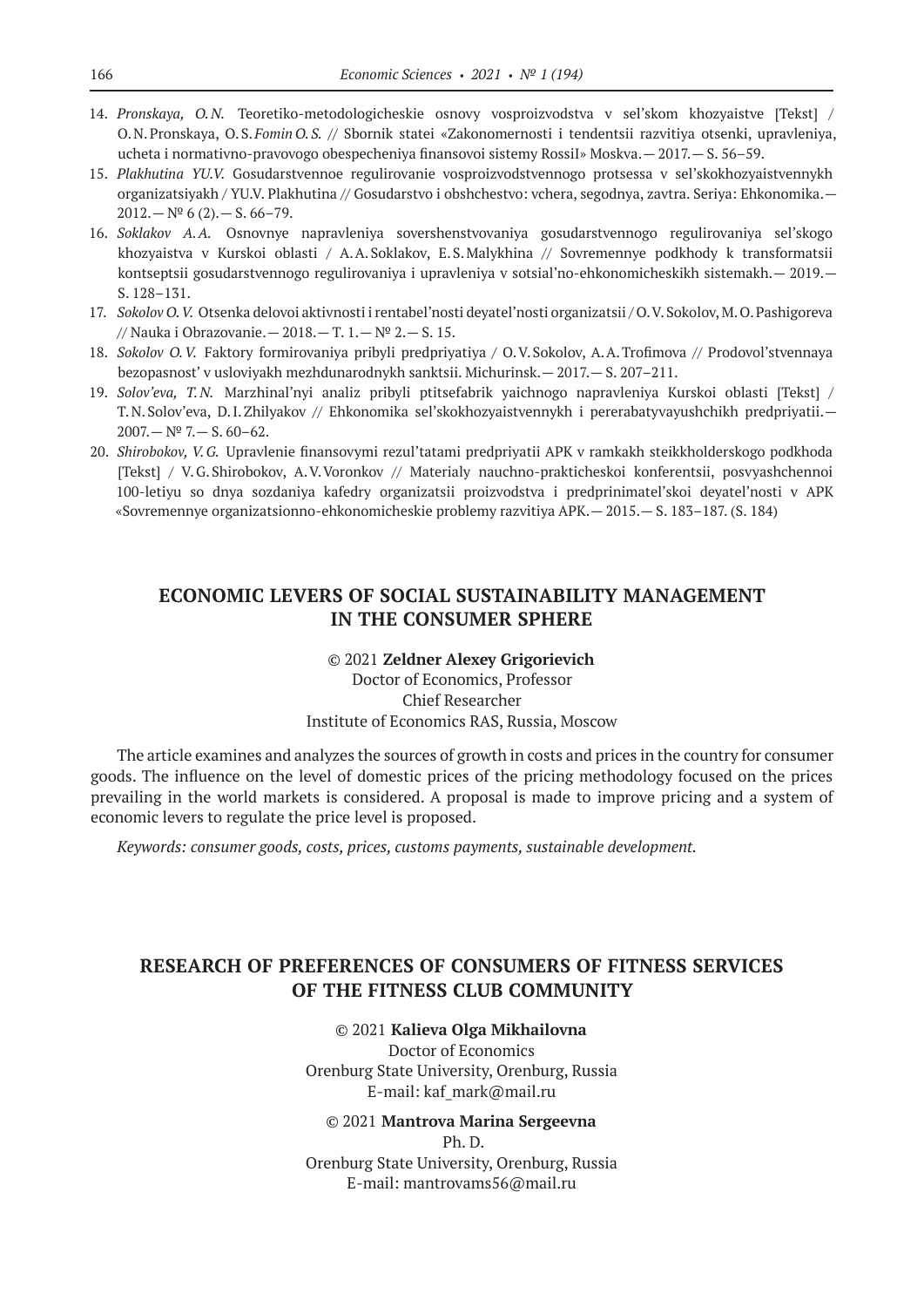14. *Pronskaya, O.N.* Teoretiko-metodologicheskie osnovy vosproizvodstva v sel'skom khozyaistve [Tekst] / O.N. Pronskaya, O.S. *Fomin O.S.* // Sbornik statei «Zakonomernosti i tendentsii razvitiya otsenki, upravleniya, ucheta i normativno-pravovogo obespecheniya finansovoi sistemy RossiI» Moskva. — 2017. — S. 56–59.
15. *Plakhutina YU.V.* Gosudarstvennoe regulirovanie vosproizvodstvennogo protsessa v sel'skokhozyaistvennykh organizatsiyakh / YU.V. Plakhutina // Gosudarstvo i obshchestvo: vchera, segodnya, zavtra. Seriya: Ehkonomika. — 2012. — № 6 (2). — S. 66–79.
16. *Soklakov A.A.* Osnovnye napravleniya sovershenstvovaniya gosudarstvennogo regulirovaniya sel'skogo khozyaistva v Kurskoi oblasti / A.A. Soklakov, E.S. Malykhina // Sovremennye podkhody k transformatsii kontseptsii gosudarstvennogo regulirovaniya i upravleniya v sotsial'no-ehkonomicheskikh sistemakh. — 2019. — S. 128–131.
17. *Sokolov O.V.* Otsenka delovoi aktivnosti i rentabel'nosti deyatel'nosti organizatsii / O.V. Sokolov, M.O. Pashigoreva // Nauka i Obrazovanie. — 2018. — T. 1. — № 2. — S. 15.
18. *Sokolov O.V.* Faktory formirovaniya pribyli predpriyatiya / O.V. Sokolov, A.A. Trofimova // Prodovol'stvennaya bezopasnost' v usloviyakh mezhdunarodnykh sanktsii. Michurinsk. — 2017. — S. 207–211.
19. *Solov'eva, T.N.* Marzhinal'nyi analiz pribyli ptitsefabrik yaichnogo napravleniya Kurskoi oblasti [Tekst] / T.N. Solov'eva, D.I. Zhilyakov // Ehkonomika sel'skokhozyaistvennykh i pererabatyvayushchikh predpriyatii. — 2007. — № 7. — S. 60–62.
20. *Shirobokov, V.G.* Upravlenie finansovymi rezul'tatami predpriyatii APK v ramkakh steikkholderskogo podkhoda [Tekst] / V.G. Shirobokov, A.V. Voronkov // Materialy nauchno-prakticheskoi konferentsii, posvyashchennoi 100-letiyu so dnya sozdaniya kafedry organizatsii proizvodstva i predprinimatel'skoi deyatel'nosti v APK «Sovremennye organizatsionno-ehkonomicheskie problemy razvitiya APK. — 2015. — S. 183–187. (S. 184)

## ECONOMIC LEVERS OF SOCIAL SUSTAINABILITY MANAGEMENT IN THE CONSUMER SPHERE

© 2021 **Zeldner Alexey Grigorievich**
Doctor of Economics, Professor
Chief Researcher
Institute of Economics RAS, Russia, Moscow

The article examines and analyzes the sources of growth in costs and prices in the country for consumer goods. The influence on the level of domestic prices of the pricing methodology focused on the prices prevailing in the world markets is considered. A proposal is made to improve pricing and a system of economic levers to regulate the price level is proposed.

*Keywords: consumer goods, costs, prices, customs payments, sustainable development.*

## RESEARCH OF PREFERENCES OF CONSUMERS OF FITNESS SERVICES OF THE FITNESS CLUB COMMUNITY

© 2021 **Kalieva Olga Mikhailovna**
Doctor of Economics
Orenburg State University, Orenburg, Russia
E-mail: kaf_mark@mail.ru

© 2021 **Mantrova Marina Sergeevna**
Ph. D.
Orenburg State University, Orenburg, Russia
E-mail: mantrovams56@mail.ru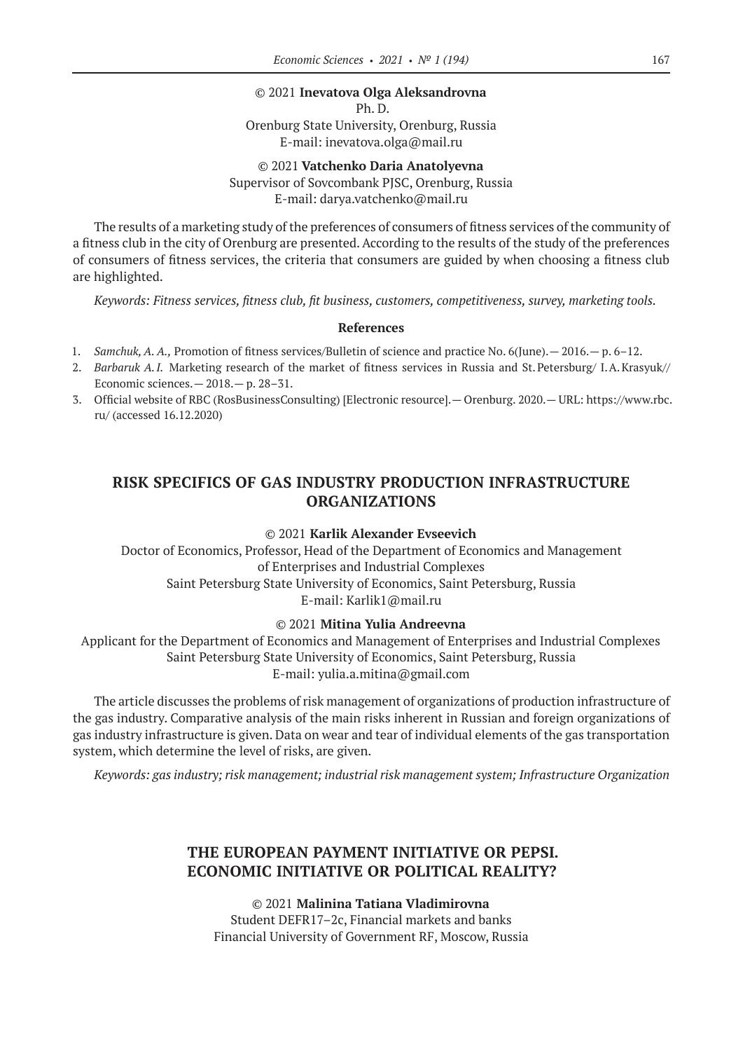© 2021 **Inevatova Olga Aleksandrovna**
Ph. D.
Orenburg State University, Orenburg, Russia
E-mail: inevatova.olga@mail.ru

© 2021 **Vatchenko Daria Anatolyevna**
Supervisor of Sovcombank PJSC, Orenburg, Russia
E-mail: darya.vatchenko@mail.ru

The results of a marketing study of the preferences of consumers of fitness services of the community of a fitness club in the city of Orenburg are presented. According to the results of the study of the preferences of consumers of fitness services, the criteria that consumers are guided by when choosing a fitness club are highlighted.

*Keywords: Fitness services, fitness club, fit business, customers, competitiveness, survey, marketing tools.*

**References**

1. *Samchuk, A. A.,* Promotion of fitness services/Bulletin of science and practice No. 6(June).— 2016.— p. 6–12.
2. *Barbaruk A. I.* Marketing research of the market of fitness services in Russia and St. Petersburg/ I. A. Krasyuk// Economic sciences.— 2018.— p. 28–31.
3. Official website of RBC (RosBusinessConsulting) [Electronic resource].— Orenburg. 2020.— URL: https://www.rbc.ru/ (accessed 16.12.2020)

## RISK SPECIFICS OF GAS INDUSTRY PRODUCTION INFRASTRUCTURE ORGANIZATIONS

© 2021 **Karlik Alexander Evseevich**
Doctor of Economics, Professor, Head of the Department of Economics and Management of Enterprises and Industrial Complexes
Saint Petersburg State University of Economics, Saint Petersburg, Russia
E-mail: Karlik1@mail.ru

© 2021 **Mitina Yulia Andreevna**
Applicant for the Department of Economics and Management of Enterprises and Industrial Complexes
Saint Petersburg State University of Economics, Saint Petersburg, Russia
E-mail: yulia.a.mitina@gmail.com

The article discusses the problems of risk management of organizations of production infrastructure of the gas industry. Comparative analysis of the main risks inherent in Russian and foreign organizations of gas industry infrastructure is given. Data on wear and tear of individual elements of the gas transportation system, which determine the level of risks, are given.

*Keywords: gas industry; risk management; industrial risk management system; Infrastructure Organization*

## THE EUROPEAN PAYMENT INITIATIVE OR PEPSI. ECONOMIC INITIATIVE OR POLITICAL REALITY?

© 2021 **Malinina Tatiana Vladimirovna**
Student DEFR17–2c, Financial markets and banks
Financial University of Government RF, Moscow, Russia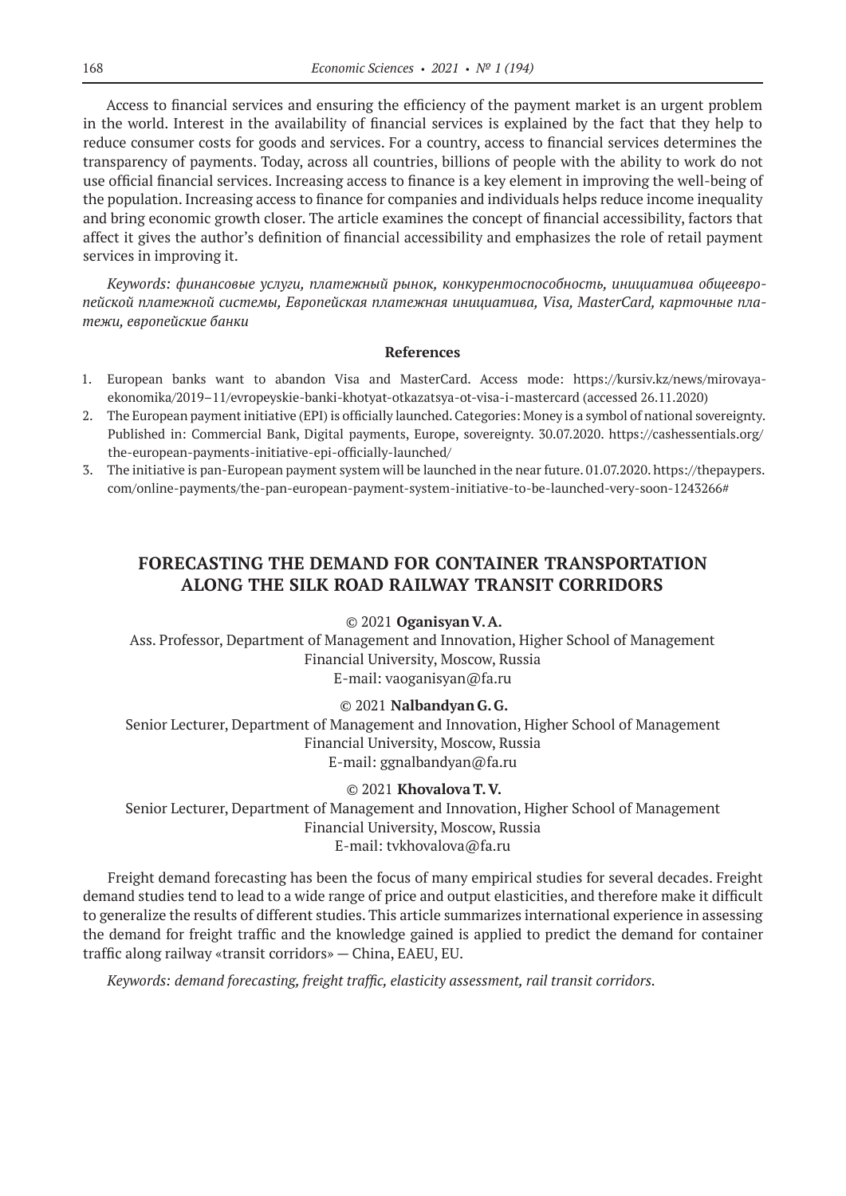Access to financial services and ensuring the efficiency of the payment market is an urgent problem in the world. Interest in the availability of financial services is explained by the fact that they help to reduce consumer costs for goods and services. For a country, access to financial services determines the transparency of payments. Today, across all countries, billions of people with the ability to work do not use official financial services. Increasing access to finance is a key element in improving the well-being of the population. Increasing access to finance for companies and individuals helps reduce income inequality and bring economic growth closer. The article examines the concept of financial accessibility, factors that affect it gives the author's definition of financial accessibility and emphasizes the role of retail payment services in improving it.

*Keywords: финансовые услуги, платежный рынок, конкурентоспособность, инициатива общеевропейской платежной системы, Европейская платежная инициатива, Visa, MasterCard, карточные платежи, европейские банки*

**References**

1. European banks want to abandon Visa and MasterCard. Access mode: https://kursiv.kz/news/mirovaya-ekonomika/2019–11/evropeyskie-banki-khotyat-otkazatsya-ot-visa-i-mastercard (accessed 26.11.2020)
2. The European payment initiative (EPI) is officially launched. Categories: Money is a symbol of national sovereignty. Published in: Commercial Bank, Digital payments, Europe, sovereignty. 30.07.2020. https://cashessentials.org/the-european-payments-initiative-epi-officially-launched/
3. The initiative is pan-European payment system will be launched in the near future. 01.07.2020. https://thepaypers.com/online-payments/the-pan-european-payment-system-initiative-to-be-launched-very-soon-1243266#

## FORECASTING THE DEMAND FOR CONTAINER TRANSPORTATION ALONG THE SILK ROAD RAILWAY TRANSIT CORRIDORS

© 2021 **Oganisyan V. A.**
Ass. Professor, Department of Management and Innovation, Higher School of Management
Financial University, Moscow, Russia
E-mail: vaoganisyan@fa.ru

© 2021 **Nalbandyan G. G.**
Senior Lecturer, Department of Management and Innovation, Higher School of Management
Financial University, Moscow, Russia
E-mail: ggnalbandyan@fa.ru

© 2021 **Khovalova T. V.**
Senior Lecturer, Department of Management and Innovation, Higher School of Management
Financial University, Moscow, Russia
E-mail: tvkhovalova@fa.ru

Freight demand forecasting has been the focus of many empirical studies for several decades. Freight demand studies tend to lead to a wide range of price and output elasticities, and therefore make it difficult to generalize the results of different studies. This article summarizes international experience in assessing the demand for freight traffic and the knowledge gained is applied to predict the demand for container traffic along railway «transit corridors» — China, EAEU, EU.

*Keywords: demand forecasting, freight traffic, elasticity assessment, rail transit corridors.*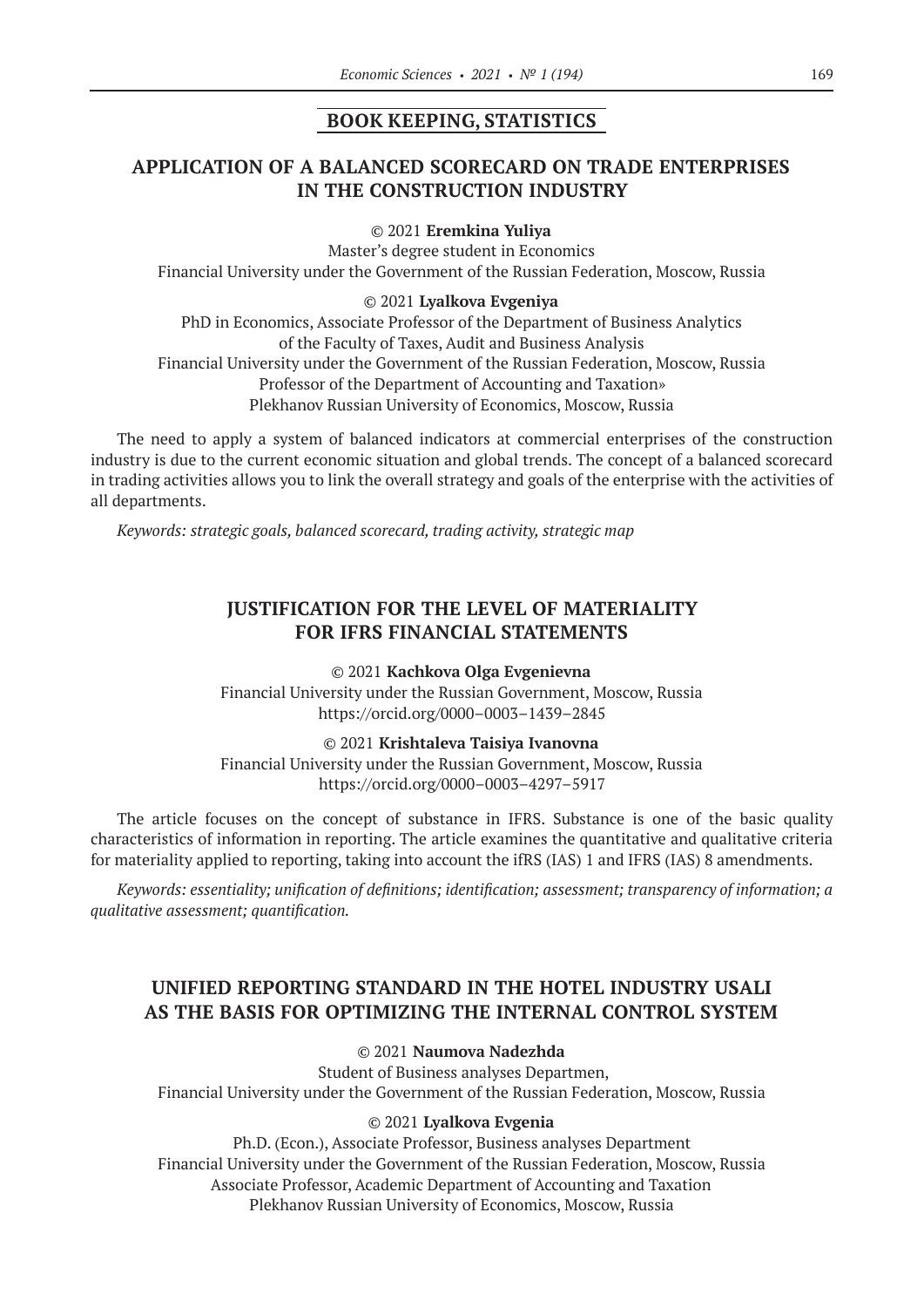## BOOK KEEPING, STATISTICS

## APPLICATION OF A BALANCED SCORECARD ON TRADE ENTERPRISES IN THE CONSTRUCTION INDUSTRY

© 2021 **Eremkina Yuliya**
Master's degree student in Economics
Financial University under the Government of the Russian Federation, Moscow, Russia

© 2021 **Lyalkova Evgeniya**
PhD in Economics, Associate Professor of the Department of Business Analytics
of the Faculty of Taxes, Audit and Business Analysis
Financial University under the Government of the Russian Federation, Moscow, Russia
Professor of the Department of Accounting and Taxation»
Plekhanov Russian University of Economics, Moscow, Russia

The need to apply a system of balanced indicators at commercial enterprises of the construction industry is due to the current economic situation and global trends. The concept of a balanced scorecard in trading activities allows you to link the overall strategy and goals of the enterprise with the activities of all departments.

*Keywords: strategic goals, balanced scorecard, trading activity, strategic map*

## JUSTIFICATION FOR THE LEVEL OF MATERIALITY FOR IFRS FINANCIAL STATEMENTS

© 2021 **Kachkova Olga Evgenievna**
Financial University under the Russian Government, Moscow, Russia
https://orcid.org/0000–0003–1439–2845

© 2021 **Krishtaleva Taisiya Ivanovna**
Financial University under the Russian Government, Moscow, Russia
https://orcid.org/0000–0003–4297–5917

The article focuses on the concept of substance in IFRS. Substance is one of the basic quality characteristics of information in reporting. The article examines the quantitative and qualitative criteria for materiality applied to reporting, taking into account the ifRS (IAS) 1 and IFRS (IAS) 8 amendments.

*Keywords: essentiality; unification of definitions; identification; assessment; transparency of information; a qualitative assessment; quantification.*

## UNIFIED REPORTING STANDARD IN THE HOTEL INDUSTRY USALI AS THE BASIS FOR OPTIMIZING THE INTERNAL CONTROL SYSTEM

© 2021 **Naumova Nadezhda**
Student of Business analyses Departmen,
Financial University under the Government of the Russian Federation, Moscow, Russia

© 2021 **Lyalkova Evgenia**
Ph.D. (Econ.), Associate Professor, Business analyses Department
Financial University under the Government of the Russian Federation, Moscow, Russia
Associate Professor, Academic Department of Accounting and Taxation
Plekhanov Russian University of Economics, Moscow, Russia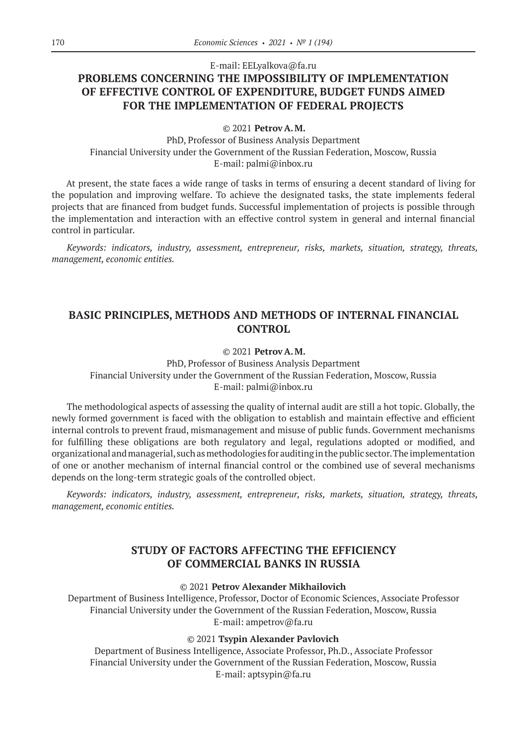E-mail: EELyalkova@fa.ru

## PROBLEMS CONCERNING THE IMPOSSIBILITY OF IMPLEMENTATION OF EFFECTIVE CONTROL OF EXPENDITURE, BUDGET FUNDS AIMED FOR THE IMPLEMENTATION OF FEDERAL PROJECTS

© 2021 **Petrov A. M.**

PhD, Professor of Business Analysis Department
Financial University under the Government of the Russian Federation, Moscow, Russia
E-mail: palmi@inbox.ru

At present, the state faces a wide range of tasks in terms of ensuring a decent standard of living for the population and improving welfare. To achieve the designated tasks, the state implements federal projects that are financed from budget funds. Successful implementation of projects is possible through the implementation and interaction with an effective control system in general and internal financial control in particular.

*Keywords: indicators, industry, assessment, entrepreneur, risks, markets, situation, strategy, threats, management, economic entities.*

## BASIC PRINCIPLES, METHODS AND METHODS OF INTERNAL FINANCIAL CONTROL

© 2021 **Petrov A. M.**

PhD, Professor of Business Analysis Department
Financial University under the Government of the Russian Federation, Moscow, Russia
E-mail: palmi@inbox.ru

The methodological aspects of assessing the quality of internal audit are still a hot topic. Globally, the newly formed government is faced with the obligation to establish and maintain effective and efficient internal controls to prevent fraud, mismanagement and misuse of public funds. Government mechanisms for fulfilling these obligations are both regulatory and legal, regulations adopted or modified, and organizational and managerial, such as methodologies for auditing in the public sector. The implementation of one or another mechanism of internal financial control or the combined use of several mechanisms depends on the long-term strategic goals of the controlled object.

*Keywords: indicators, industry, assessment, entrepreneur, risks, markets, situation, strategy, threats, management, economic entities.*

## STUDY OF FACTORS AFFECTING THE EFFICIENCY OF COMMERCIAL BANKS IN RUSSIA

© 2021 **Petrov Alexander Mikhailovich**

Department of Business Intelligence, Professor, Doctor of Economic Sciences, Associate Professor
Financial University under the Government of the Russian Federation, Moscow, Russia
E-mail: ampetrov@fa.ru

© 2021 **Tsypin Alexander Pavlovich**

Department of Business Intelligence, Associate Professor, Ph.D., Associate Professor
Financial University under the Government of the Russian Federation, Moscow, Russia
E-mail: aptsypin@fa.ru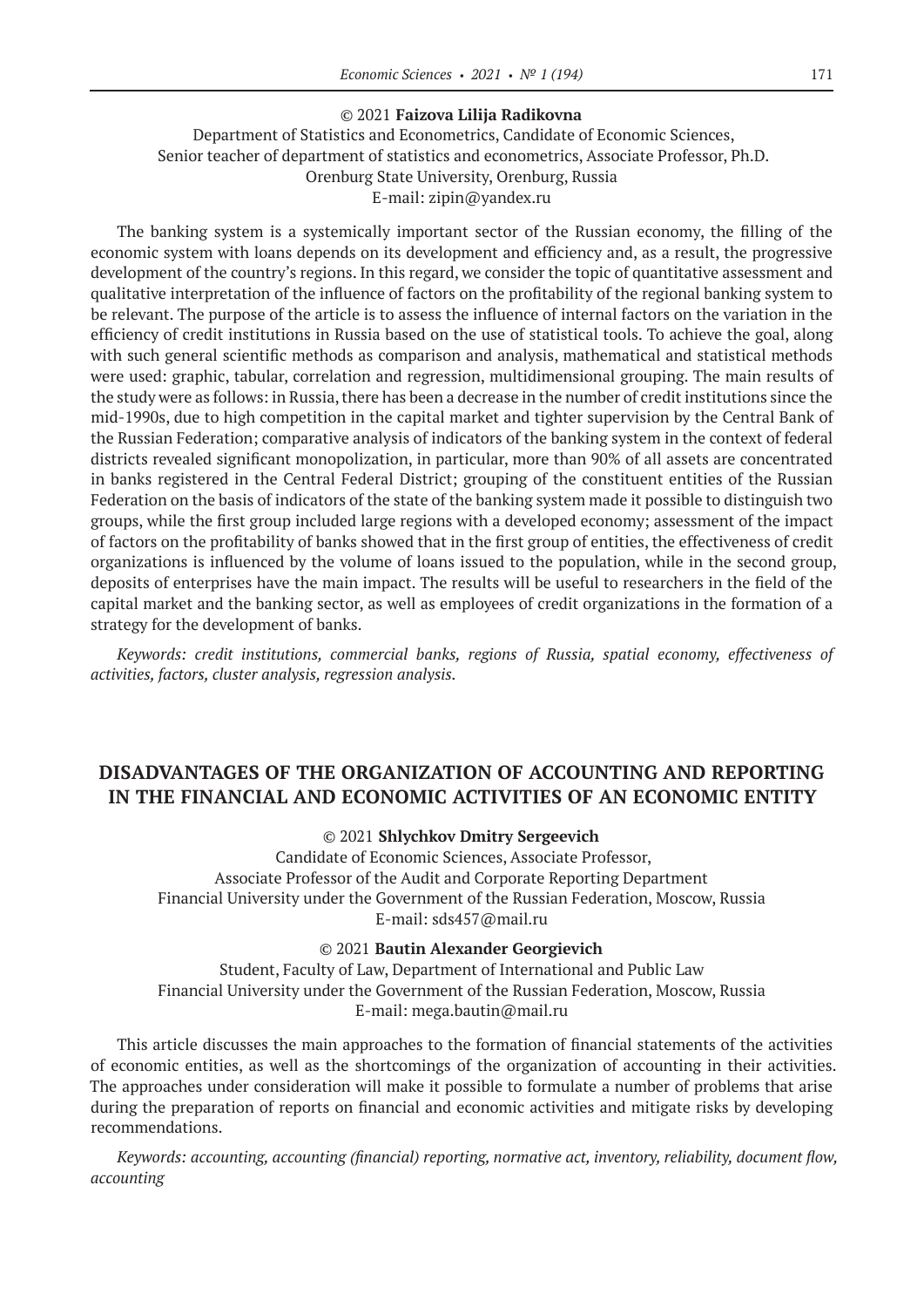© 2021 **Faizova Lilija Radikovna**

Department of Statistics and Econometrics, Candidate of Economic Sciences,
Senior teacher of department of statistics and econometrics, Associate Professor, Ph.D.
Orenburg State University, Orenburg, Russia
E-mail: zipin@yandex.ru

The banking system is a systemically important sector of the Russian economy, the filling of the economic system with loans depends on its development and efficiency and, as a result, the progressive development of the country's regions. In this regard, we consider the topic of quantitative assessment and qualitative interpretation of the influence of factors on the profitability of the regional banking system to be relevant. The purpose of the article is to assess the influence of internal factors on the variation in the efficiency of credit institutions in Russia based on the use of statistical tools. To achieve the goal, along with such general scientific methods as comparison and analysis, mathematical and statistical methods were used: graphic, tabular, correlation and regression, multidimensional grouping. The main results of the study were as follows: in Russia, there has been a decrease in the number of credit institutions since the mid-1990s, due to high competition in the capital market and tighter supervision by the Central Bank of the Russian Federation; comparative analysis of indicators of the banking system in the context of federal districts revealed significant monopolization, in particular, more than 90% of all assets are concentrated in banks registered in the Central Federal District; grouping of the constituent entities of the Russian Federation on the basis of indicators of the state of the banking system made it possible to distinguish two groups, while the first group included large regions with a developed economy; assessment of the impact of factors on the profitability of banks showed that in the first group of entities, the effectiveness of credit organizations is influenced by the volume of loans issued to the population, while in the second group, deposits of enterprises have the main impact. The results will be useful to researchers in the field of the capital market and the banking sector, as well as employees of credit organizations in the formation of a strategy for the development of banks.

*Keywords: credit institutions, commercial banks, regions of Russia, spatial economy, effectiveness of activities, factors, cluster analysis, regression analysis.*

## DISADVANTAGES OF THE ORGANIZATION OF ACCOUNTING AND REPORTING IN THE FINANCIAL AND ECONOMIC ACTIVITIES OF AN ECONOMIC ENTITY

© 2021 **Shlychkov Dmitry Sergeevich**

Candidate of Economic Sciences, Associate Professor,
Associate Professor of the Audit and Corporate Reporting Department
Financial University under the Government of the Russian Federation, Moscow, Russia
E-mail: sds457@mail.ru

© 2021 **Bautin Alexander Georgievich**

Student, Faculty of Law, Department of International and Public Law
Financial University under the Government of the Russian Federation, Moscow, Russia
E-mail: mega.bautin@mail.ru

This article discusses the main approaches to the formation of financial statements of the activities of economic entities, as well as the shortcomings of the organization of accounting in their activities. The approaches under consideration will make it possible to formulate a number of problems that arise during the preparation of reports on financial and economic activities and mitigate risks by developing recommendations.

*Keywords: accounting, accounting (financial) reporting, normative act, inventory, reliability, document flow, accounting*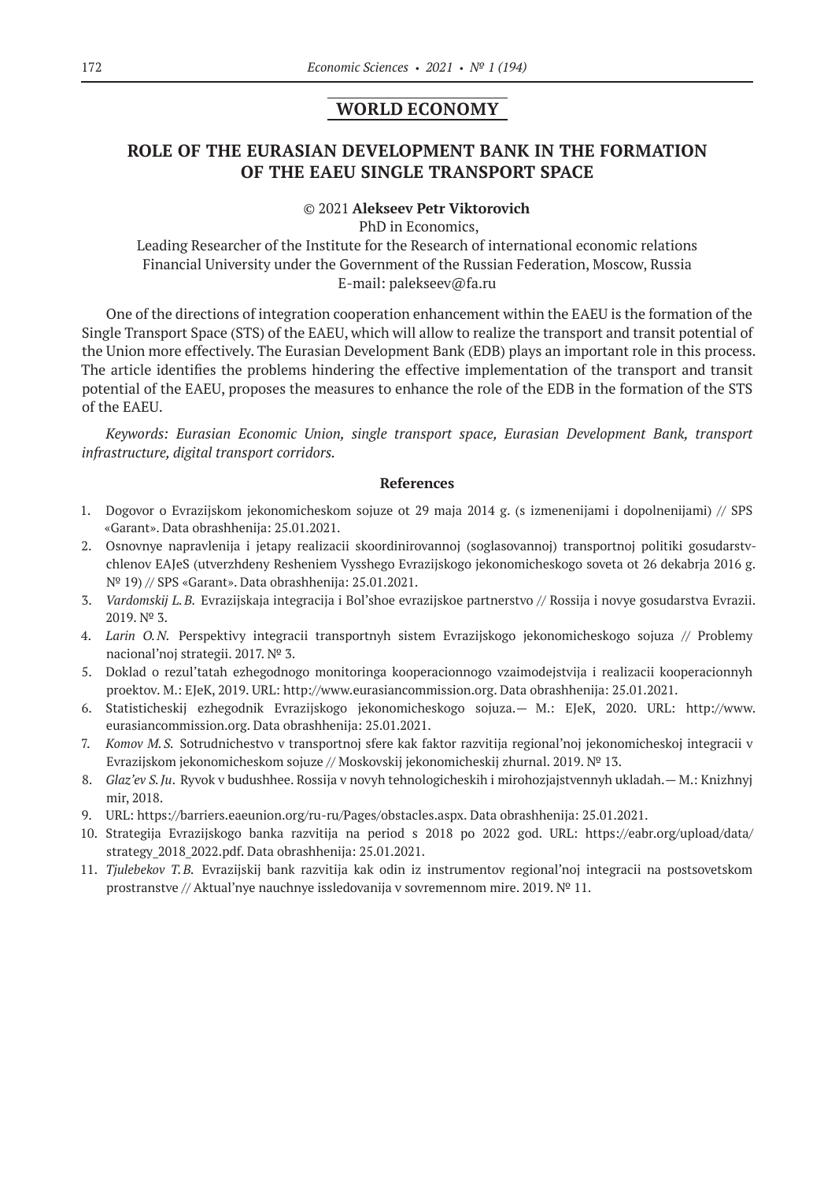## WORLD ECONOMY

# ROLE OF THE EURASIAN DEVELOPMENT BANK IN THE FORMATION OF THE EAEU SINGLE TRANSPORT SPACE

© 2021 **Alekseev Petr Viktorovich**

PhD in Economics,

Leading Researcher of the Institute for the Research of international economic relations Financial University under the Government of the Russian Federation, Moscow, Russia

E-mail: palekseev@fa.ru

One of the directions of integration cooperation enhancement within the EAEU is the formation of the Single Transport Space (STS) of the EAEU, which will allow to realize the transport and transit potential of the Union more effectively. The Eurasian Development Bank (EDB) plays an important role in this process. The article identifies the problems hindering the effective implementation of the transport and transit potential of the EAEU, proposes the measures to enhance the role of the EDB in the formation of the STS of the EAEU.

*Keywords: Eurasian Economic Union, single transport space, Eurasian Development Bank, transport infrastructure, digital transport corridors.*

### References

1. Dogovor o Evrazijskom jekonomicheskom sojuze ot 29 maja 2014 g. (s izmenenijami i dopolnenijami) // SPS «Garant». Data obrashhenija: 25.01.2021.
2. Osnovnye napravlenija i jetapy realizacii skoordinirovannoj (soglasovannoj) transportnoj politiki gosudarstv-chlenov EAJeS (utverzhdeny Resheniem Vysshego Evrazijskogo jekonomicheskogo soveta ot 26 dekabrja 2016 g. № 19) // SPS «Garant». Data obrashhenija: 25.01.2021.
3. *Vardomskij L.B.* Evrazijskaja integracija i Bol'shoe evrazijskoe partnerstvo // Rossija i novye gosudarstva Evrazii. 2019. № 3.
4. *Larin O.N.* Perspektivy integracii transportnyh sistem Evrazijskogo jekonomicheskogo sojuza // Problemy nacional'noj strategii. 2017. № 3.
5. Doklad o rezul'tatah ezhegodnogo monitoringa kooperacionnogo vzaimodejstvija i realizacii kooperacionnyh proektov. M.: EJeK, 2019. URL: http://www.eurasiancommission.org. Data obrashhenija: 25.01.2021.
6. Statisticheskij ezhegodnik Evrazijskogo jekonomicheskogo sojuza.— M.: EJeK, 2020. URL: http://www.eurasiancommission.org. Data obrashhenija: 25.01.2021.
7. *Komov M.S.* Sotrudnichestvo v transportnoj sfere kak faktor razvitija regional'noj jekonomicheskoj integracii v Evrazijskom jekonomicheskom sojuze // Moskovskij jekonomicheskij zhurnal. 2019. № 13.
8. *Glaz'ev S.Ju.* Ryvok v budushhee. Rossija v novyh tehnologicheskih i mirohozjajstvennyh ukladah.— M.: Knizhnyj mir, 2018.
9. URL: https://barriers.eaeunion.org/ru-ru/Pages/obstacles.aspx. Data obrashhenija: 25.01.2021.
10. Strategija Evrazijskogo banka razvitija na period s 2018 po 2022 god. URL: https://eabr.org/upload/data/strategy_2018_2022.pdf. Data obrashhenija: 25.01.2021.
11. *Tjulebekov T.B.* Evrazijskij bank razvitija kak odin iz instrumentov regional'noj integracii na postsovetskom prostranstve // Aktual'nye nauchnye issledovanija v sovremennom mire. 2019. № 11.